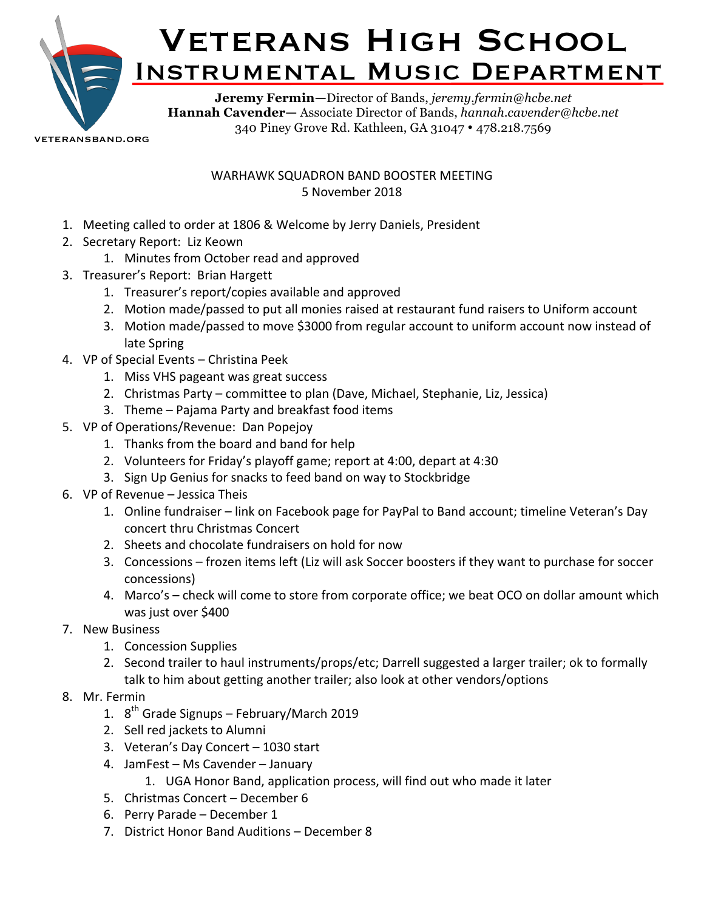# Veterans High School
## Instrumental Music Department

**Jeremy Fermin**—Director of Bands, *jeremy.fermin@hcbe.net*
**Hannah Cavender**— Associate Director of Bands, *hannah.cavender@hcbe.net*
340 Piney Grove Rd. Kathleen, GA 31047 • 478.218.7569

VETERANSBAND.ORG

WARHAWK SQUADRON BAND BOOSTER MEETING
5 November 2018

1. Meeting called to order at 1806 & Welcome by Jerry Daniels, President
2. Secretary Report: Liz Keown
    1. Minutes from October read and approved
3. Treasurer's Report: Brian Hargett
    1. Treasurer's report/copies available and approved
    2. Motion made/passed to put all monies raised at restaurant fund raisers to Uniform account
    3. Motion made/passed to move $3000 from regular account to uniform account now instead of late Spring
4. VP of Special Events – Christina Peek
    1. Miss VHS pageant was great success
    2. Christmas Party – committee to plan (Dave, Michael, Stephanie, Liz, Jessica)
    3. Theme – Pajama Party and breakfast food items
5. VP of Operations/Revenue: Dan Popejoy
    1. Thanks from the board and band for help
    2. Volunteers for Friday's playoff game; report at 4:00, depart at 4:30
    3. Sign Up Genius for snacks to feed band on way to Stockbridge
6. VP of Revenue – Jessica Theis
    1. Online fundraiser – link on Facebook page for PayPal to Band account; timeline Veteran's Day concert thru Christmas Concert
    2. Sheets and chocolate fundraisers on hold for now
    3. Concessions – frozen items left (Liz will ask Soccer boosters if they want to purchase for soccer concessions)
    4. Marco's – check will come to store from corporate office; we beat OCO on dollar amount which was just over $400
7. New Business
    1. Concession Supplies
    2. Second trailer to haul instruments/props/etc; Darrell suggested a larger trailer; ok to formally talk to him about getting another trailer; also look at other vendors/options
8. Mr. Fermin
    1. 8th Grade Signups – February/March 2019
    2. Sell red jackets to Alumni
    3. Veteran's Day Concert – 1030 start
    4. JamFest – Ms Cavender – January
        1. UGA Honor Band, application process, will find out who made it later
    5. Christmas Concert – December 6
    6. Perry Parade – December 1
    7. District Honor Band Auditions – December 8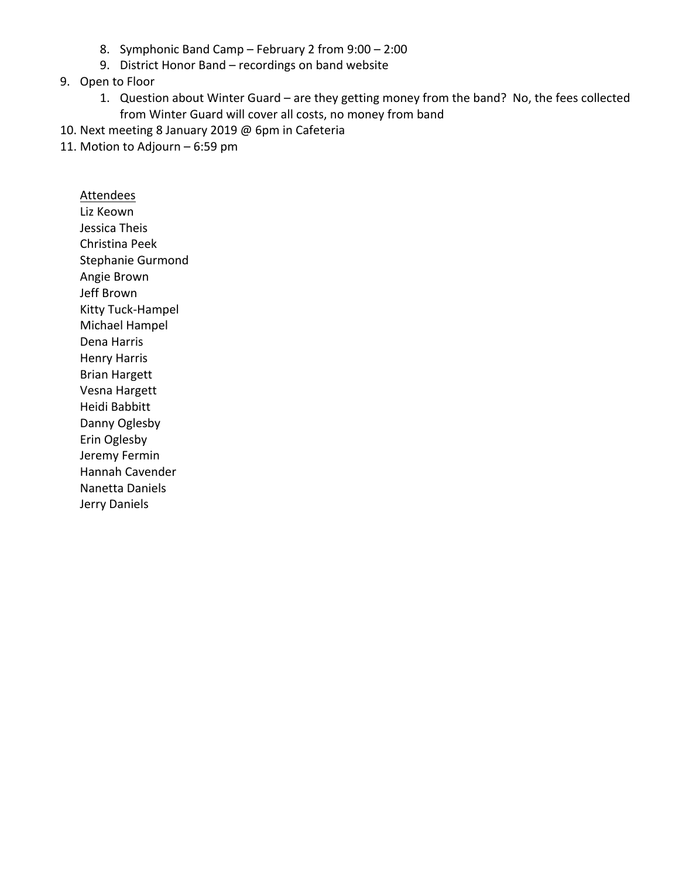8. Symphonic Band Camp – February 2 from 9:00 – 2:00
   9. District Honor Band – recordings on band website

9. Open to Floor
   1. Question about Winter Guard – are they getting money from the band? No, the fees collected from Winter Guard will cover all costs, no money from band

10. Next meeting 8 January 2019 @ 6pm in Cafeteria
11. Motion to Adjourn – 6:59 pm

<u>Attendees</u>

Liz Keown
Jessica Theis
Christina Peek
Stephanie Gurmond
Angie Brown
Jeff Brown
Kitty Tuck-Hampel
Michael Hampel
Dena Harris
Henry Harris
Brian Hargett
Vesna Hargett
Heidi Babbitt
Danny Oglesby
Erin Oglesby
Jeremy Fermin
Hannah Cavender
Nanetta Daniels
Jerry Daniels